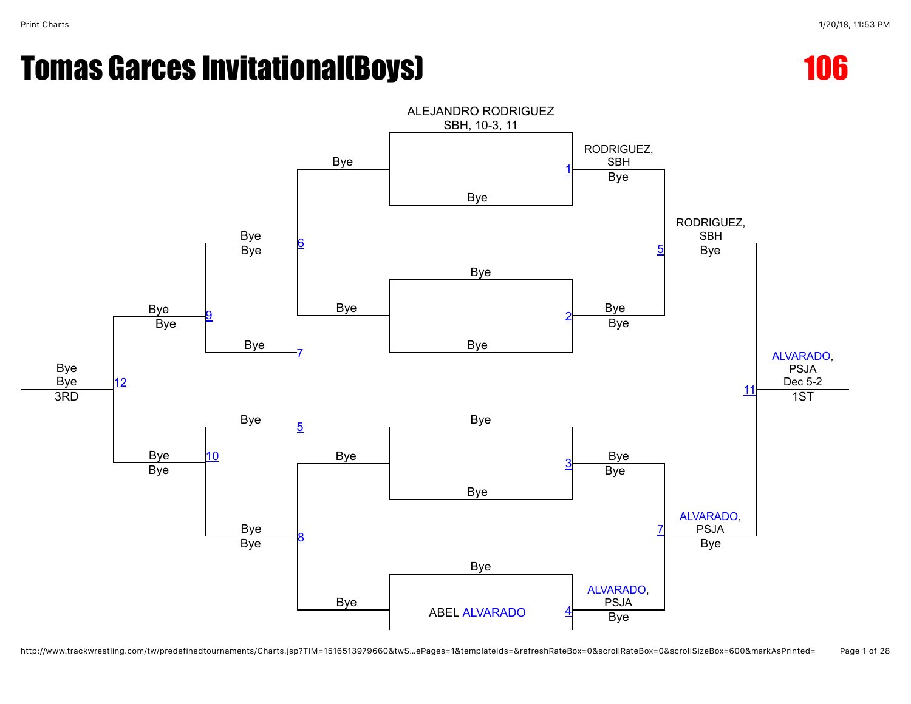# Tomas Garces Invitational(Boys)

**106**

**Championship Bracket**

| Match | Wrestlers | Winner / Result |
|---|---|---|
| 1 | ALEJANDRO RODRIGUEZ, SBH, 10-3, 11 vs. Bye | RODRIGUEZ, SBH — Bye |
| 2 | Bye vs. Bye | Bye — Bye |
| 3 | Bye vs. Bye | Bye — Bye |
| 4 | Bye vs. ABEL ALVARADO | ALVARADO, PSJA — Bye |
| 5 | RODRIGUEZ, SBH vs. Bye | RODRIGUEZ, SBH — Bye |
| 7 | Bye vs. ALVARADO, PSJA | ALVARADO, PSJA — Bye |
| 11 | RODRIGUEZ, SBH vs. ALVARADO, PSJA | ALVARADO, PSJA — Dec 5-2 — 1ST |

**Consolation Bracket**

| Match | Wrestlers | Winner / Result |
|---|---|---|
| 5 | Bye (Loser of Match 5) | |
| 6 | Bye vs. Bye | Bye — Bye |
| 7 | Bye (Loser of Match 7) | |
| 8 | Bye vs. Bye | Bye — Bye |
| 9 | Bye vs. Bye | Bye — Bye |
| 10 | Bye vs. Bye | Bye — Bye |
| 12 | Bye vs. Bye | Bye — Bye — 3RD |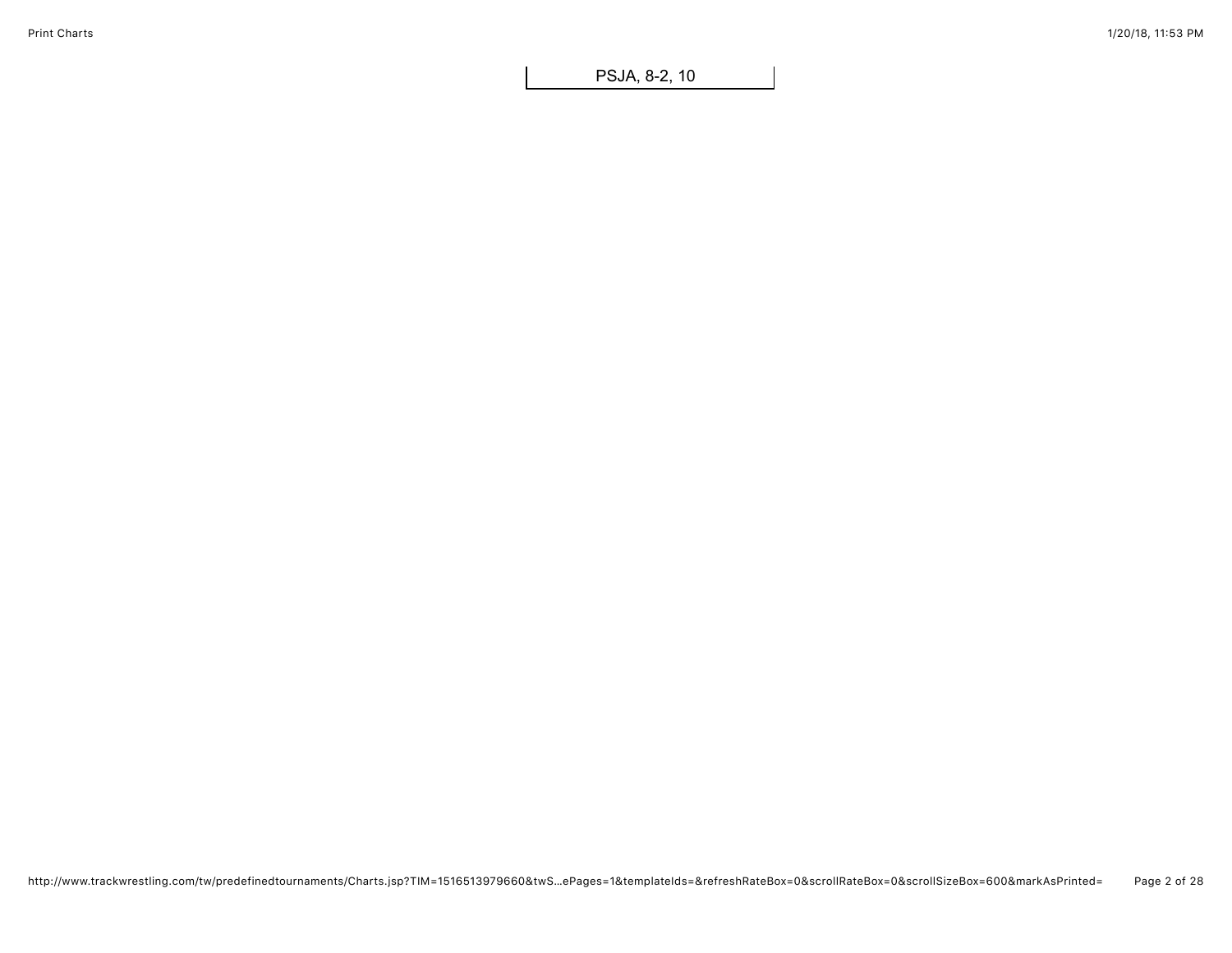PSJA, 8-2, 10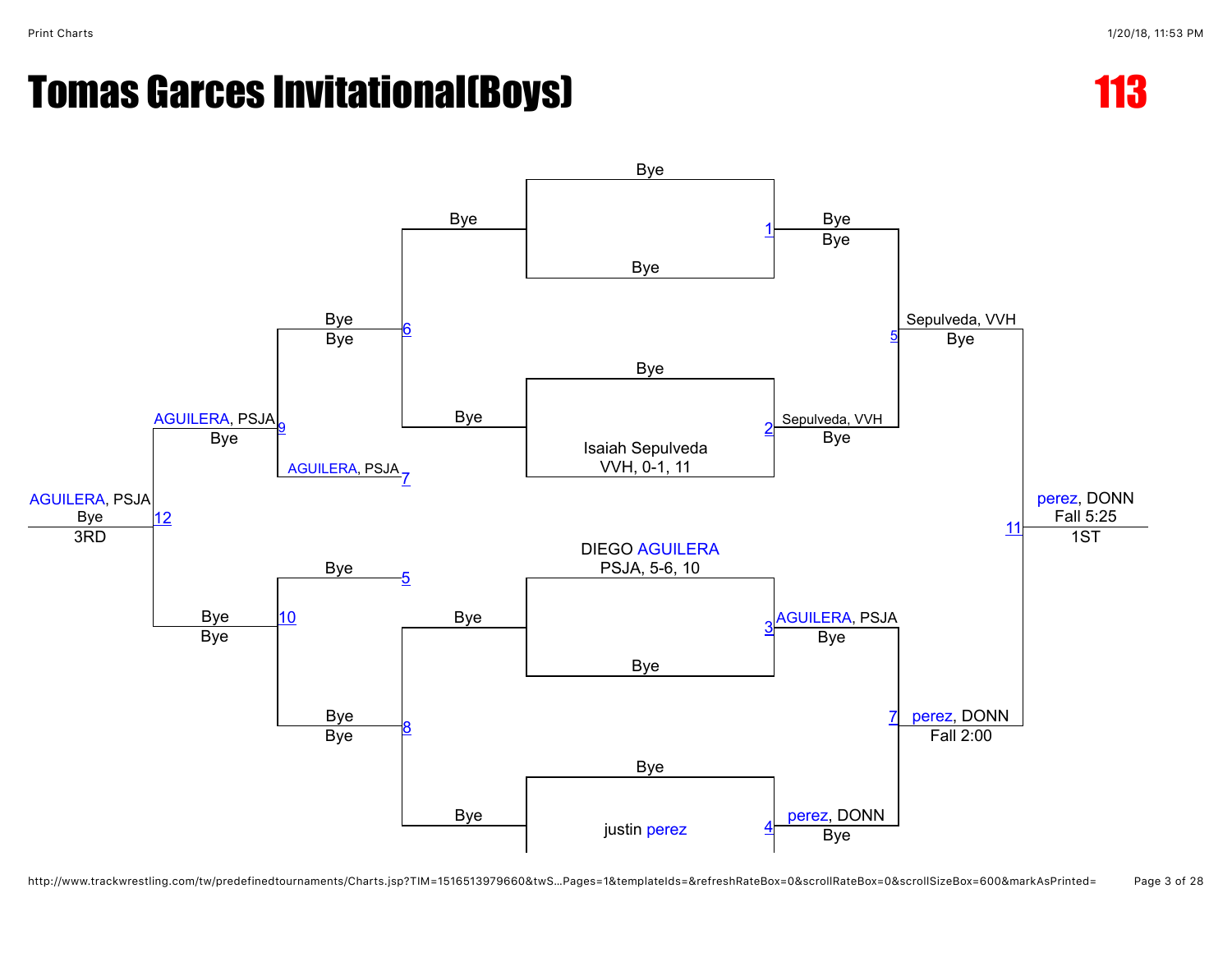# Tomas Garces Invitational(Boys)

## 113

**Championship Bracket**

- Match 1: Bye vs Bye → Bye, Bye
- Match 2: Bye vs Isaiah Sepulveda, VVH, 0-1, 11 → Sepulveda, VVH, Bye
- Match 3: DIEGO AGUILERA, PSJA, 5-6, 10 vs Bye → AGUILERA, PSJA, Bye
- Match 4: Bye vs justin perez → perez, DONN, Bye
- Match 5: Bye vs Sepulveda, VVH → Sepulveda, VVH, Bye
- Match 7: AGUILERA, PSJA vs perez, DONN → perez, DONN, Fall 2:00
- Match 11: Sepulveda, VVH vs perez, DONN → perez, DONN, Fall 5:25 — 1ST

**Consolation Bracket**

- Match 6: Bye vs Bye → Bye, Bye
- Match 7 (loser): AGUILERA, PSJA
- Match 5 (loser): Bye
- Match 8: Bye vs Bye → Bye, Bye
- Match 9: Bye vs AGUILERA, PSJA → AGUILERA, PSJA, Bye
- Match 10: Bye vs Bye → Bye, Bye
- Match 12: AGUILERA, PSJA vs Bye → AGUILERA, PSJA, Bye — 3RD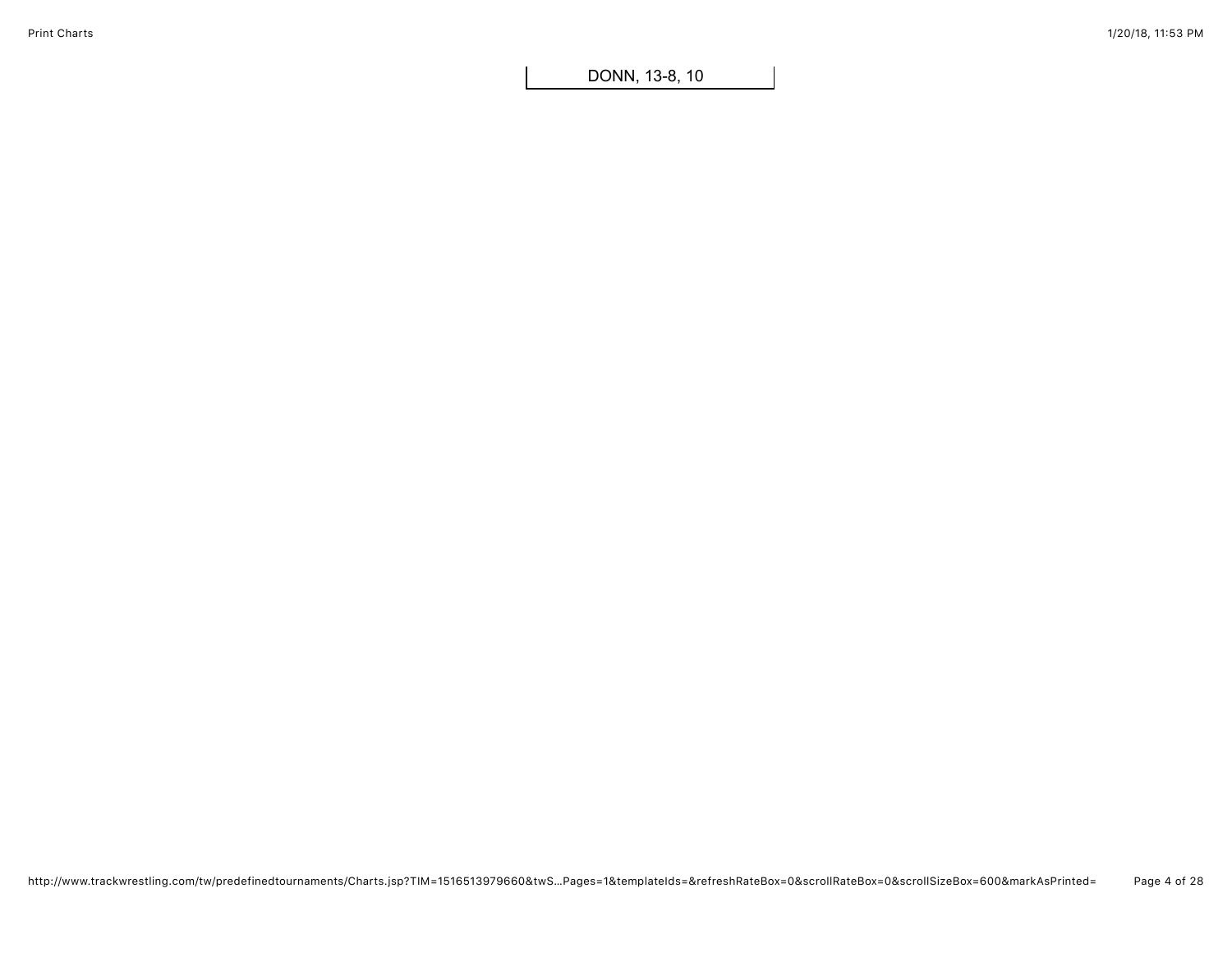DONN, 13-8, 10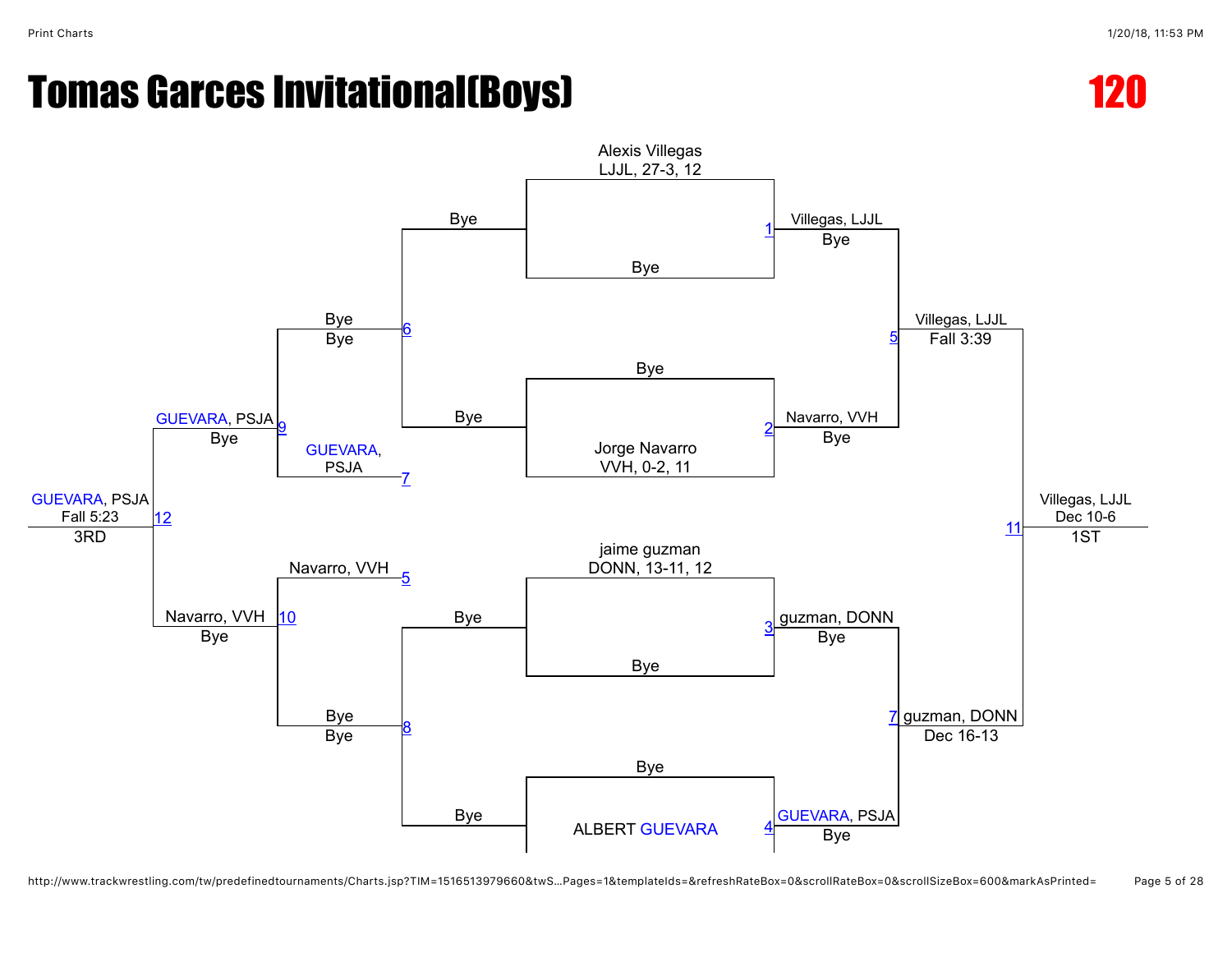# Tomas Garces Invitational(Boys)

## 120

### Championship Bracket

**Match 1:** Alexis Villegas (LJJL, 27-3, 12) vs Bye — Villegas, LJJL (Bye)

**Match 2:** Bye vs Jorge Navarro (VVH, 0-2, 11) — Navarro, VVH (Bye)

**Match 3:** jaime guzman (DONN, 13-11, 12) vs Bye — guzman, DONN (Bye)

**Match 4:** Bye vs ALBERT GUEVARA — GUEVARA, PSJA (Bye)

**Match 5:** Villegas, LJJL vs Navarro, VVH — Villegas, LJJL (Fall 3:39)

**Match 7:** guzman, DONN vs GUEVARA, PSJA — guzman, DONN (Dec 16-13)

**Match 11:** Villegas, LJJL vs guzman, DONN — Villegas, LJJL (Dec 10-6) — 1ST

### Consolation Bracket

**Match 6:** Bye vs Bye — Bye (Bye)

**Match 8:** Bye vs Bye — Bye (Bye)

**Match 9:** Bye vs GUEVARA, PSJA — GUEVARA, PSJA (Bye)

**Match 10:** Navarro, VVH vs Bye — Navarro, VVH (Bye)

**Match 12:** GUEVARA, PSJA vs Navarro, VVH — GUEVARA, PSJA (Fall 5:23) — 3RD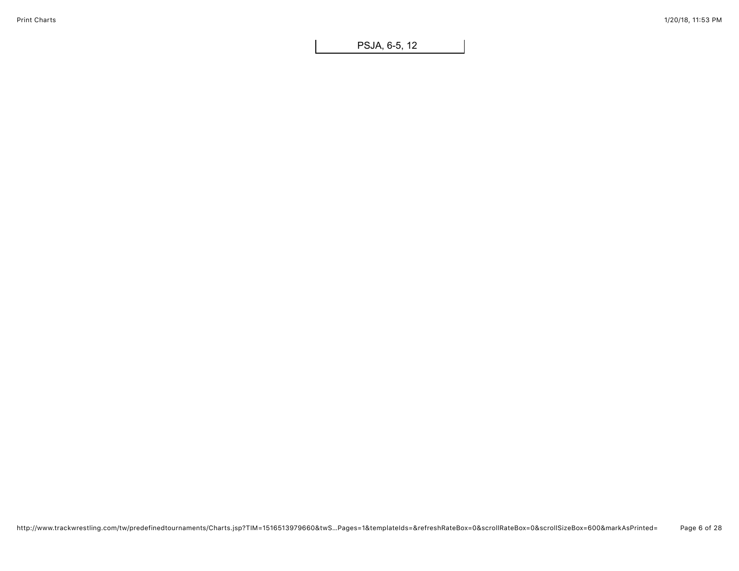PSJA, 6-5, 12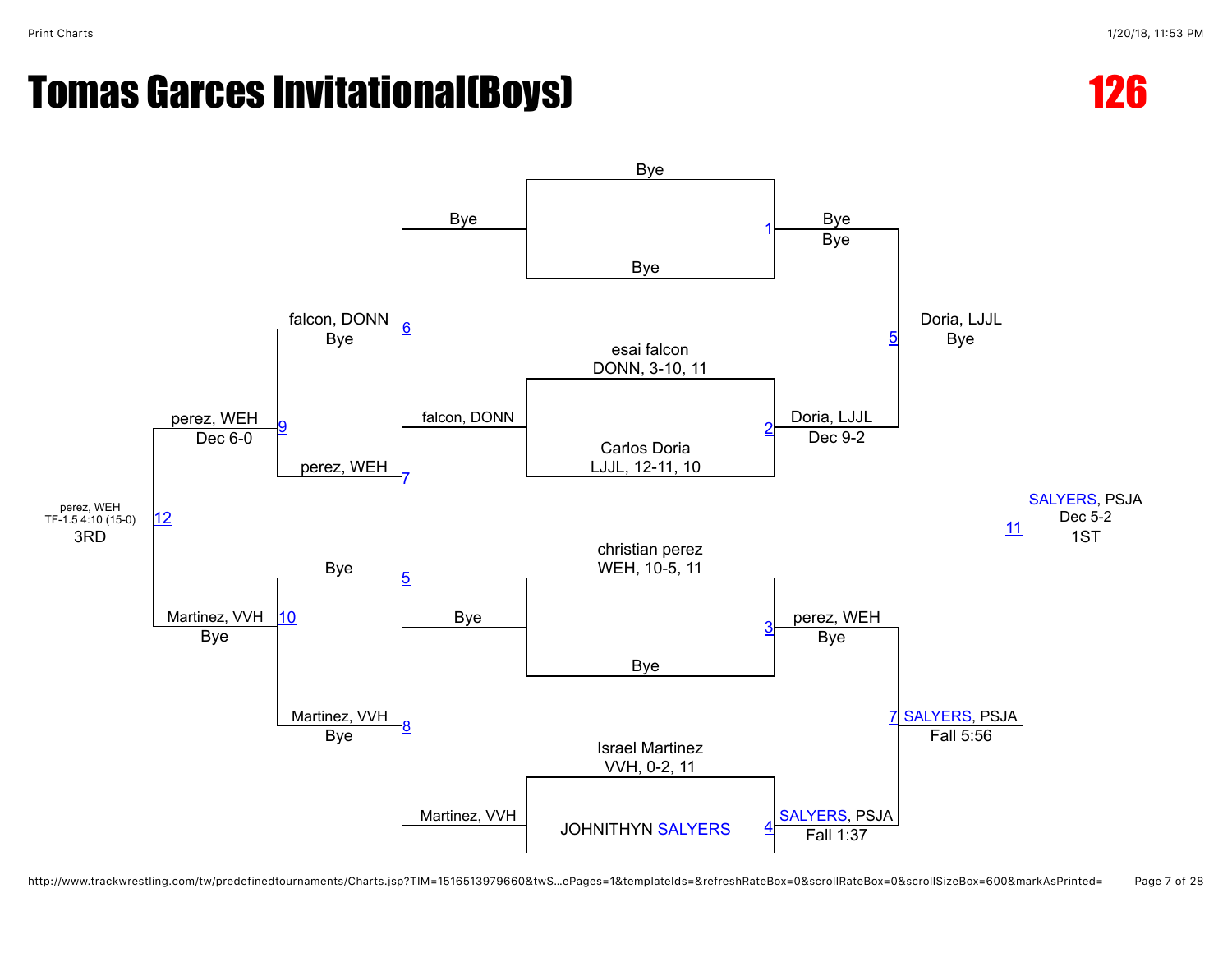# Tomas Garces Invitational(Boys)

## 126

### Championship Bracket

**First Round**

- Match 1: Bye vs Bye — Winner: Bye, Bye
- Match 2: esai falcon, DONN, 3-10, 11 vs Carlos Doria, LJJL, 12-11, 10 — Winner: Doria, LJJL, Dec 9-2
- Match 3: christian perez, WEH, 10-5, 11 vs Bye — Winner: perez, WEH, Bye
- Match 4: Israel Martinez, VVH, 0-2, 11 vs JOHNITHYN SALYERS — Winner: SALYERS, PSJA, Fall 1:37

**Semifinals**

- Match 5: Bye vs Doria, LJJL — Winner: Doria, LJJL, Bye
- Match 7: perez, WEH vs SALYERS, PSJA — Winner: SALYERS, PSJA, Fall 5:56

**Final**

- Match 11: Doria, LJJL vs SALYERS, PSJA — Winner: SALYERS, PSJA, Dec 5-2 — **1ST**

### Consolation Bracket

**First Round**

- Match 6: Bye vs falcon, DONN — Winner: falcon, DONN, Bye
- Match 8: Bye vs Martinez, VVH — Winner: Martinez, VVH, Bye

**Second Round**

- Match 9: falcon, DONN vs perez, WEH (from 7) — Winner: perez, WEH, Dec 6-0
- Match 10: Bye (from 5) vs Martinez, VVH — Winner: Martinez, VVH, Bye

**Third Place**

- Match 12: perez, WEH vs Martinez, VVH — Winner: perez, WEH, TF-1.5 4:10 (15-0) — **3RD**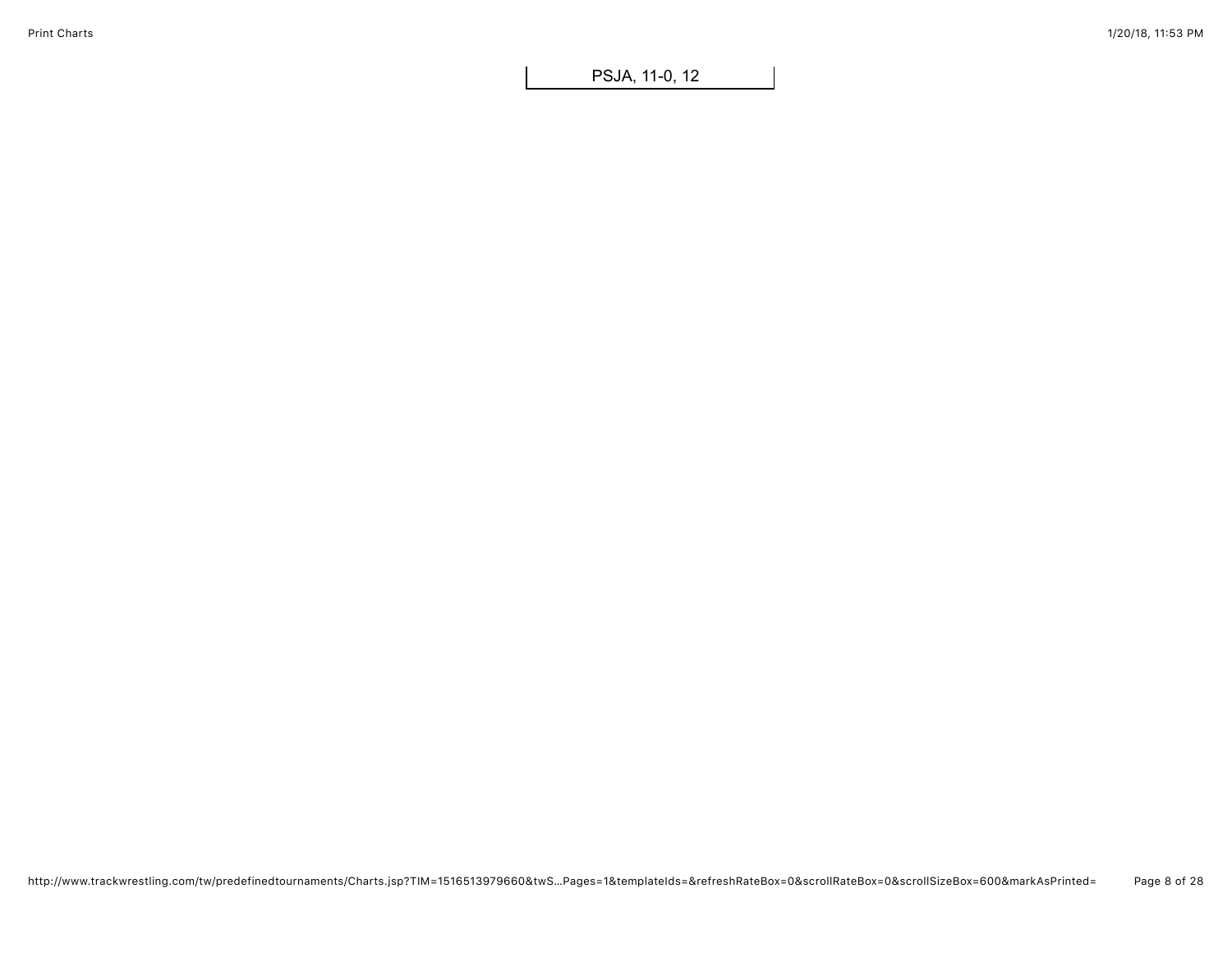PSJA, 11-0, 12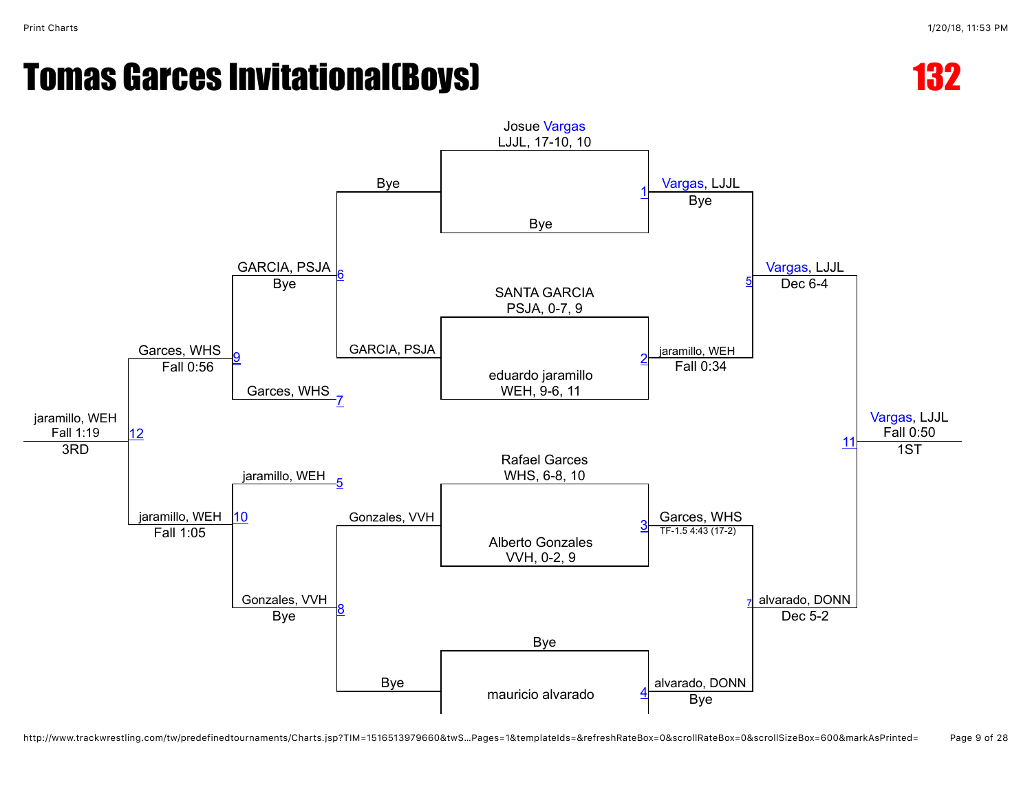# Tomas Garces Invitational(Boys)

## 132

### Championship Bracket

**Match 1:** Josue Vargas (LJJL, 17-10, 10) vs. Bye — Vargas, LJJL, Bye

**Match 2:** SANTA GARCIA (PSJA, 0-7, 9) vs. eduardo jaramillo (WEH, 9-6, 11) — jaramillo, WEH, Fall 0:34

**Match 3:** Rafael Garces (WHS, 6-8, 10) vs. Alberto Gonzales (VVH, 0-2, 9) — Garces, WHS, TF-1.5 4:43 (17-2)

**Match 4:** Bye vs. mauricio alvarado — alvarado, DONN, Bye

**Match 5:** Vargas, LJJL vs. jaramillo, WEH — Vargas, LJJL, Dec 6-4

**Match 7:** Garces, WHS vs. alvarado, DONN — alvarado, DONN, Dec 5-2

**Match 11:** Vargas, LJJL vs. alvarado, DONN — Vargas, LJJL, Fall 0:50 — 1ST

### Consolation Bracket

**Match 6:** Bye vs. GARCIA, PSJA — GARCIA, PSJA, Bye

**Match 8:** Gonzales, VVH vs. Bye — Gonzales, VVH, Bye

**Match 9:** GARCIA, PSJA vs. Garces, WHS (7) — Garces, WHS, Fall 0:56

**Match 10:** jaramillo, WEH (5) vs. Gonzales, VVH — jaramillo, WEH, Fall 1:05

**Match 12:** Garces, WHS vs. jaramillo, WEH — jaramillo, WEH, Fall 1:19 — 3RD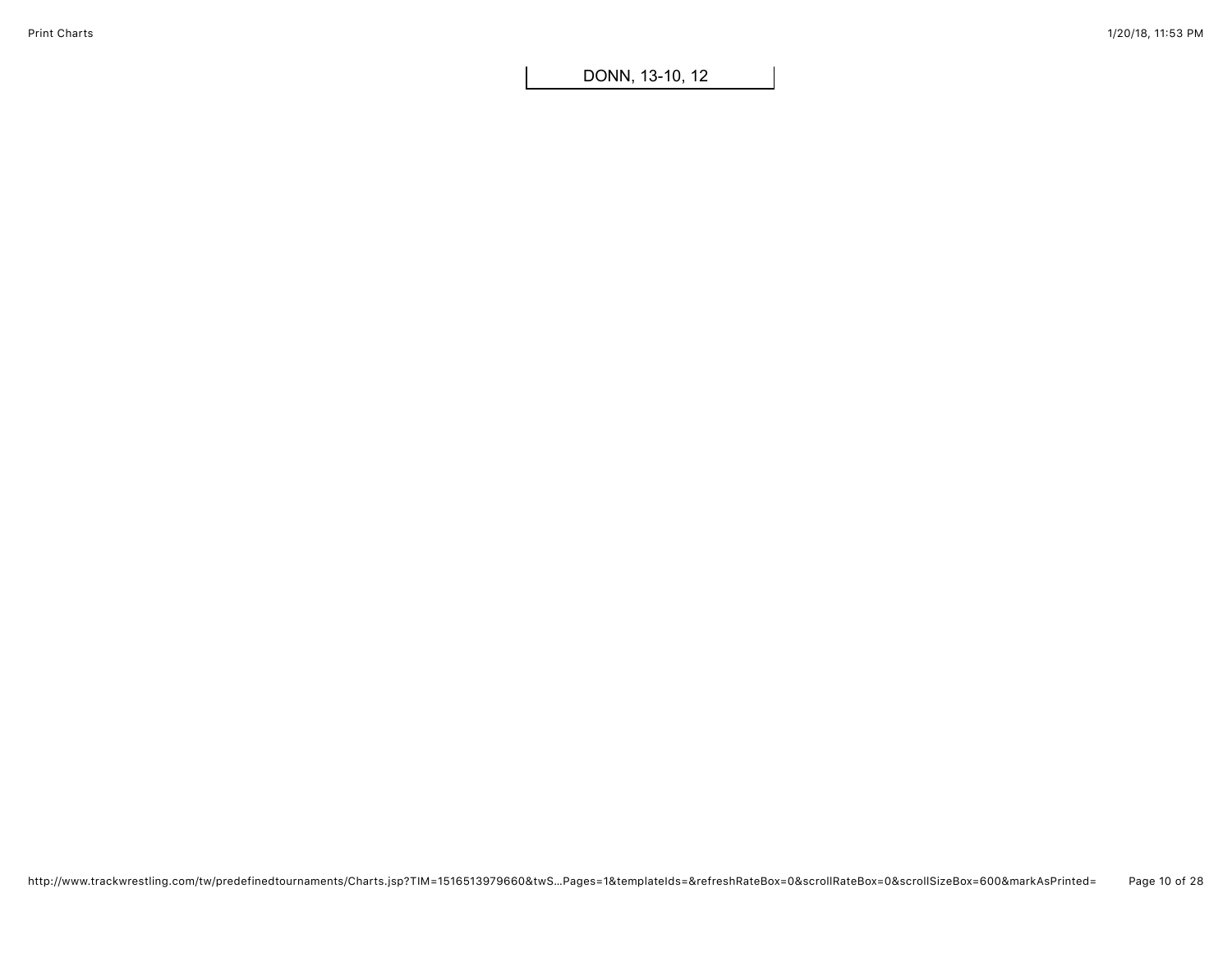DONN, 13-10, 12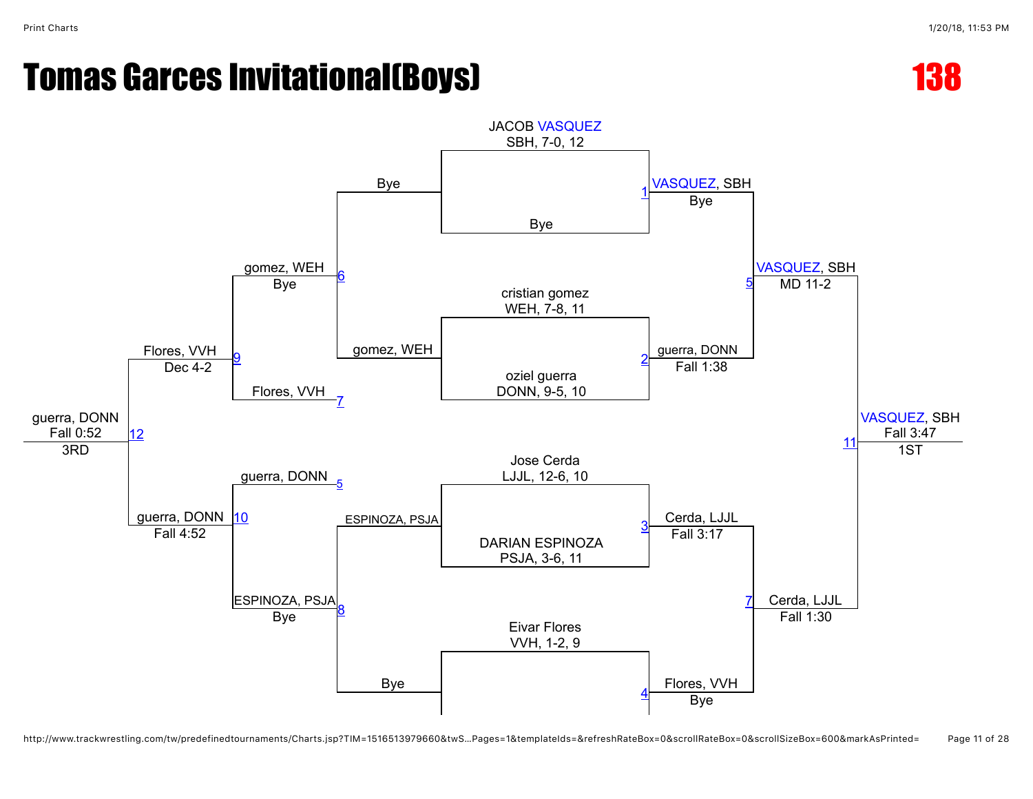# Tomas Garces Invitational(Boys)

## 138

### Championship Bracket

**Seeds / Entrants**

- JACOB VASQUEZ — SBH, 7-0, 12
- Bye
- cristian gomez — WEH, 7-8, 11
- oziel guerra — DONN, 9-5, 10
- Jose Cerda — LJJL, 12-6, 10
- DARIAN ESPINOZA — PSJA, 3-6, 11
- Eivar Flores — VVH, 1-2, 9

**Championship Rounds**

| Match | Winner | Result |
|---|---|---|
| 1 | VASQUEZ, SBH | Bye |
| 2 | guerra, DONN | Fall 1:38 |
| 3 | Cerda, LJJL | Fall 3:17 |
| 4 | Flores, VVH | Bye |
| 5 | VASQUEZ, SBH | MD 11-2 |
| 7 | Cerda, LJJL | Fall 1:30 |
| 11 | VASQUEZ, SBH | Fall 3:47 — 1ST |

### Consolation Bracket

| Match | Competitors | Winner | Result |
|---|---|---|---|
| 6 | Bye vs. gomez, WEH | gomez, WEH | Bye |
| 8 | ESPINOZA, PSJA vs. Bye | ESPINOZA, PSJA | Bye |
| 9 | gomez, WEH vs. Flores, VVH (loser of 7) | Flores, VVH | Dec 4-2 |
| 10 | guerra, DONN (loser of 5) vs. ESPINOZA, PSJA | guerra, DONN | Fall 4:52 |
| 12 | Flores, VVH vs. guerra, DONN | guerra, DONN | Fall 0:52 — 3RD |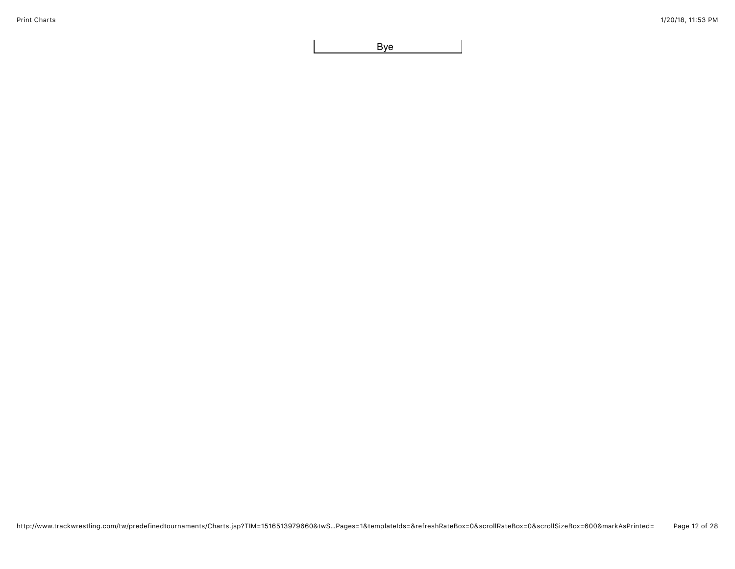Bye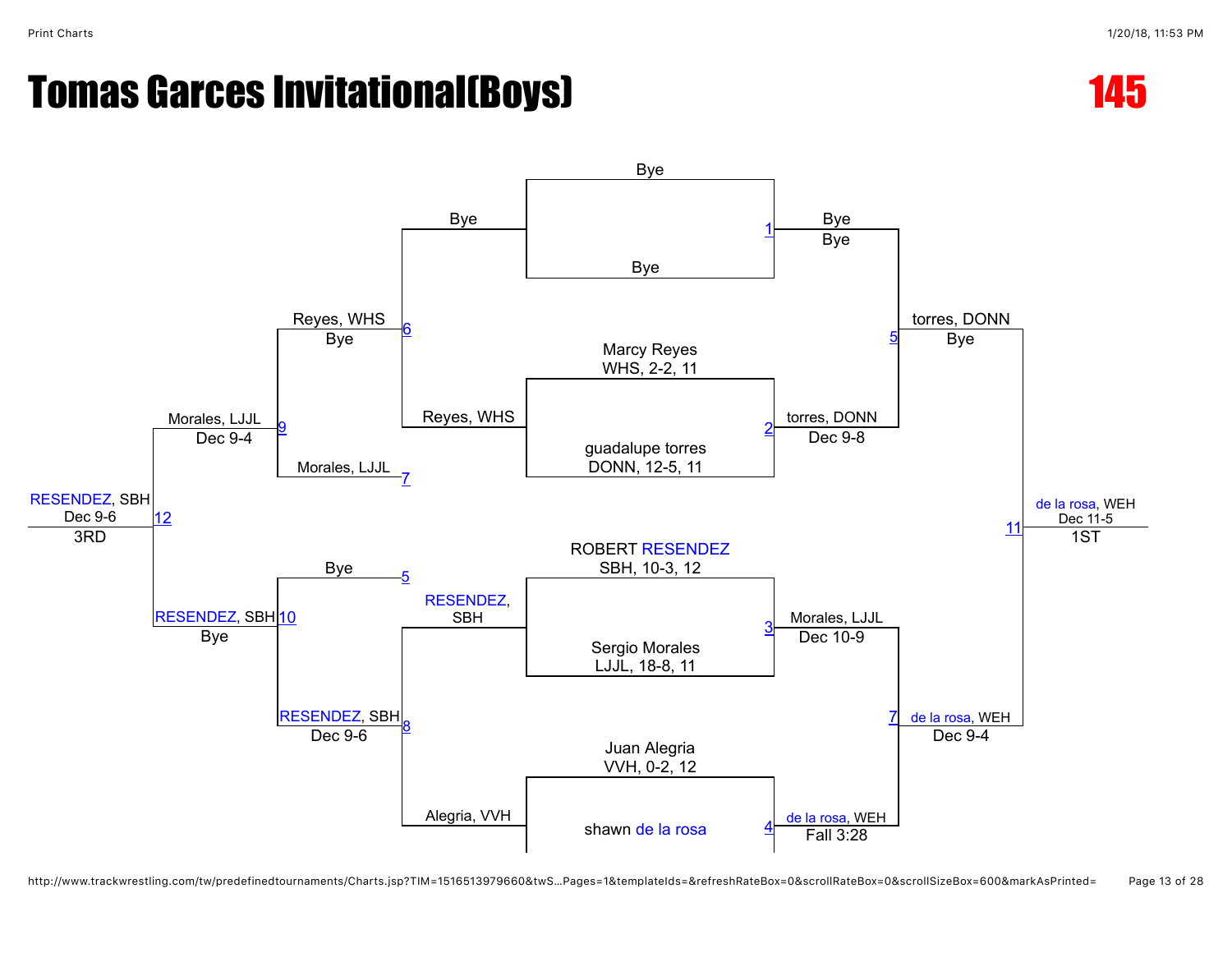# Tomas Garces Invitational(Boys)

**145**

## Championship Bracket

### First Round

| Match | Wrestler | Wrestler |
|---|---|---|
| 1 | Bye | Bye |
| 2 | Marcy Reyes WHS, 2-2, 11 | guadalupe torres DONN, 12-5, 11 |
| 3 | ROBERT RESENDEZ SBH, 10-3, 12 | Sergio Morales LJJL, 18-8, 11 |
| 4 | Juan Alegria VVH, 0-2, 12 | shawn de la rosa |

### Semifinals

| Match | Wrestler | Wrestler | Winner | Result |
|---|---|---|---|---|
| 1 | Bye | Bye | Bye | Bye |
| 2 | Reyes, WHS | guadalupe torres, DONN | torres, DONN | Dec 9-8 |
| 3 | RESENDEZ, SBH | Sergio Morales, LJJL | Morales, LJJL | Dec 10-9 |
| 4 | Alegria, VVH | shawn de la rosa | de la rosa, WEH | Fall 3:28 |
| 5 | Bye | torres, DONN | torres, DONN | Bye |
| 7 | Morales, LJJL | de la rosa, WEH | de la rosa, WEH | Dec 9-4 |

### Final

| Match | Winner | Result | Place |
|---|---|---|---|
| 11 | de la rosa, WEH | Dec 11-5 | 1ST |

## Consolation Bracket

| Match | Wrestler | Wrestler | Winner | Result |
|---|---|---|---|---|
| 6 | Bye | Reyes, WHS | Reyes, WHS | Bye |
| 8 | RESENDEZ, SBH | Alegria, VVH | RESENDEZ, SBH | Dec 9-6 |
| 9 | Reyes, WHS | Morales, LJJL | Morales, LJJL | Dec 9-4 |
| 10 | Bye | RESENDEZ, SBH | RESENDEZ, SBH | Bye |
| 12 | Morales, LJJL | RESENDEZ, SBH | RESENDEZ, SBH | Dec 9-6 |

3RD: RESENDEZ, SBH (Dec 9-6)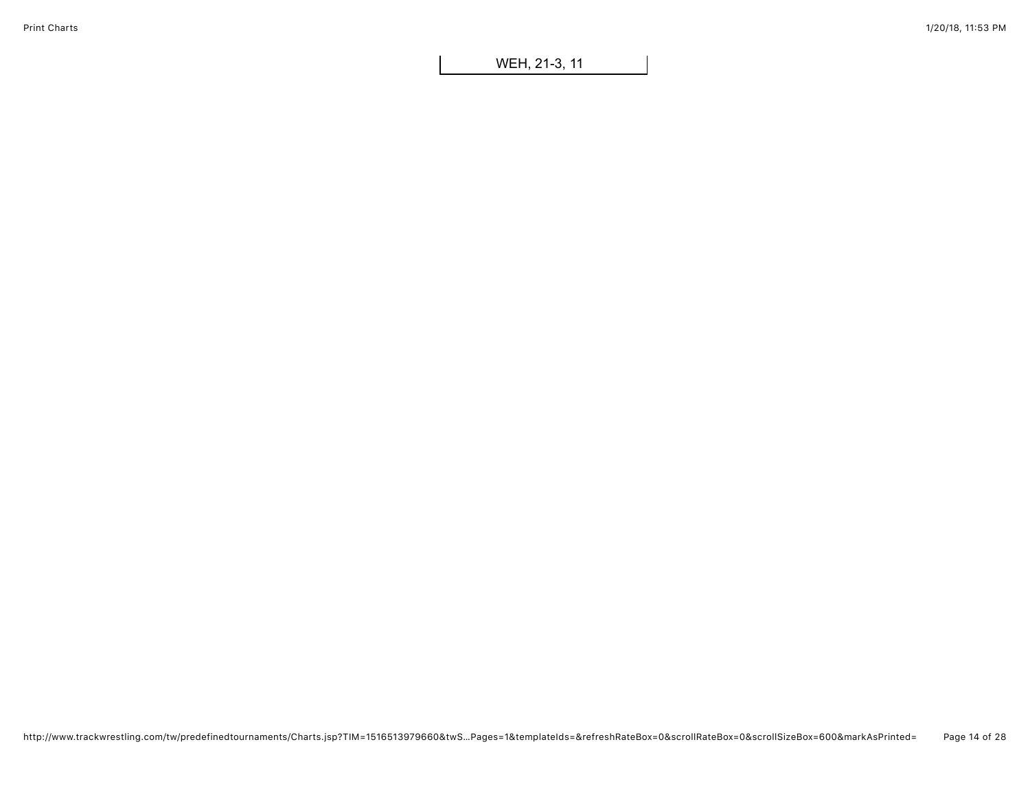WEH, 21-3, 11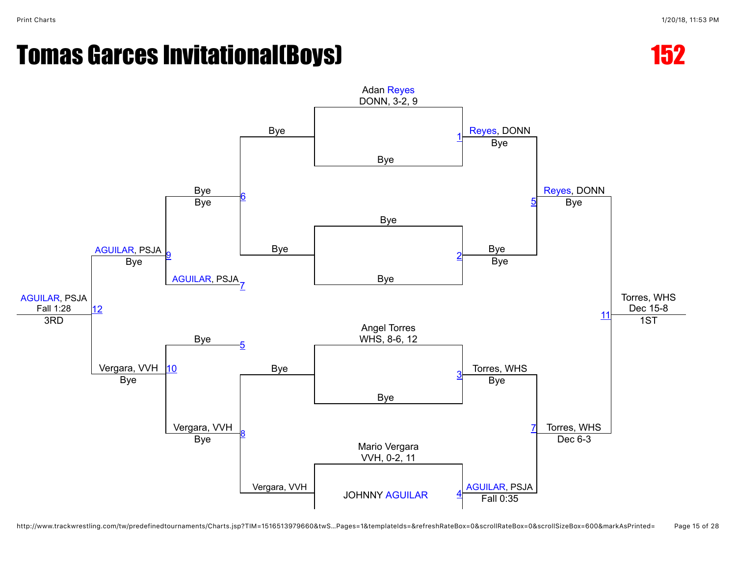# Tomas Garces Invitational(Boys)

## 152

**Championship Bracket**

Initial seeds:
- Adan Reyes — DONN, 3-2, 9
- Bye
- Bye
- Bye
- Angel Torres — WHS, 8-6, 12
- Bye
- Mario Vergara — VVH, 0-2, 11
- JOHNNY AGUILAR

Match 1: Reyes, DONN — Bye
Match 2: Bye — Bye
Match 3: Torres, WHS — Bye
Match 4: AGUILAR, PSJA — Fall 0:35

Match 5: Reyes, DONN — Bye
Match 7: Torres, WHS — Dec 6-3

Match 11: Torres, WHS — Dec 15-8 — 1ST

**Consolation Bracket**

Match 6: Bye — Bye (from Bye, Bye)
Match 8: Vergara, VVH — Bye (from Bye, Vergara, VVH)

Match 9: AGUILAR, PSJA — Bye (from Bye, AGUILAR, PSJA [loser of 7])
Match 10: Vergara, VVH — Bye (from Bye [loser of 5], Vergara, VVH)

Match 12: AGUILAR, PSJA — Fall 1:28 — 3RD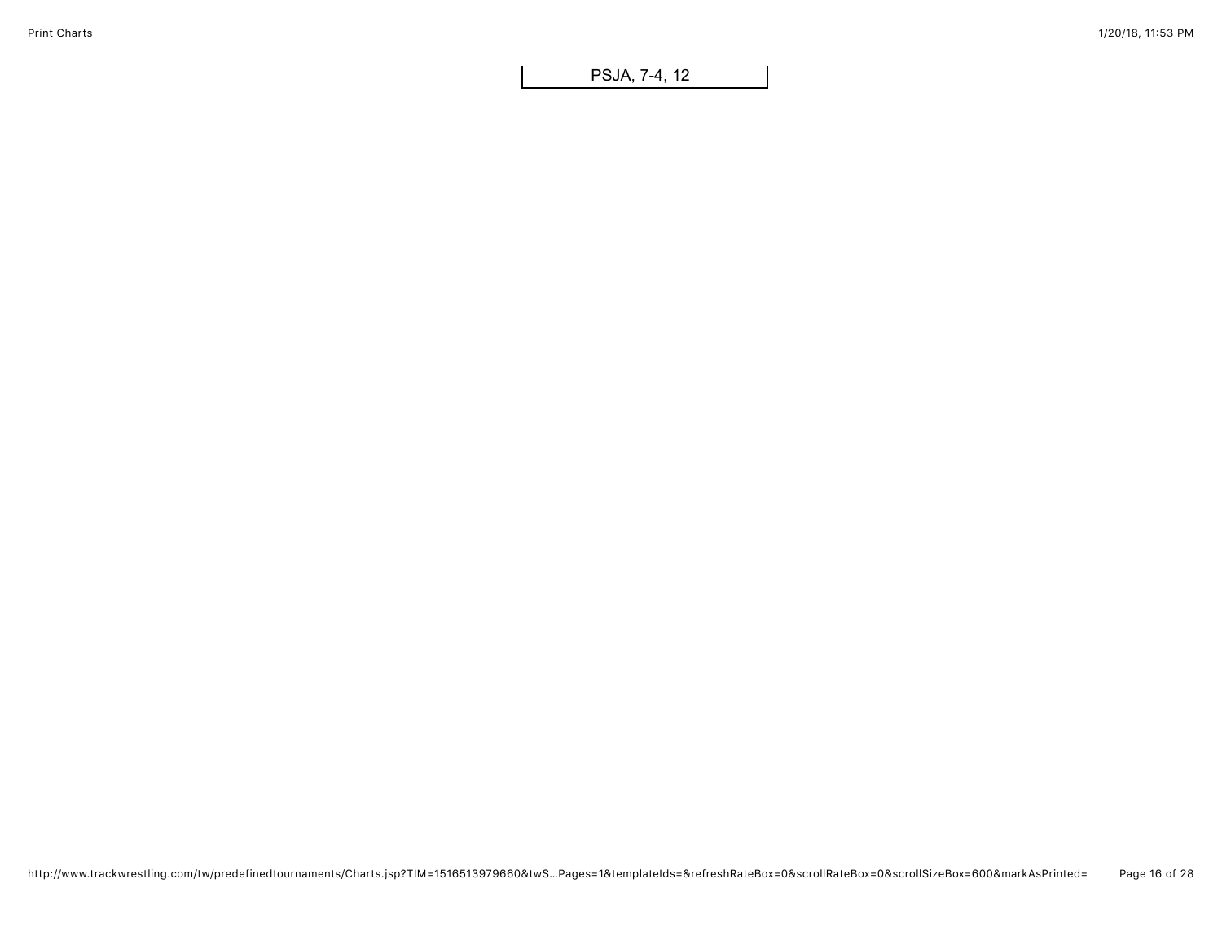PSJA, 7-4, 12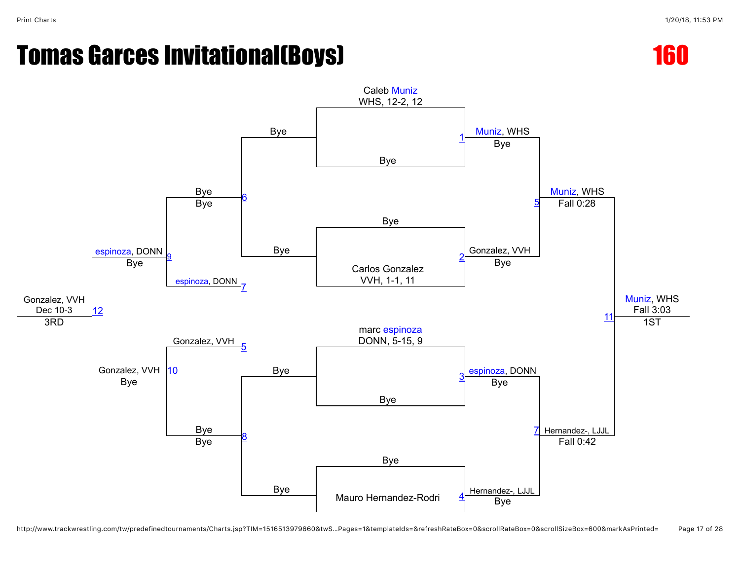# Tomas Garces Invitational(Boys)

## 160

### Championship Bracket

**Match 1**
- Caleb Muniz, WHS, 12-2, 12
- Bye
- Winner: Muniz, WHS — Bye

**Match 2**
- Bye
- Carlos Gonzalez, VVH, 1-1, 11
- Winner: Gonzalez, VVH — Bye

**Match 3**
- marc espinoza, DONN, 5-15, 9
- Bye
- Winner: espinoza, DONN — Bye

**Match 4**
- Bye
- Mauro Hernandez-Rodri
- Winner: Hernandez-, LJJL — Bye

**Match 5**
- Muniz, WHS vs. Gonzalez, VVH
- Winner: Muniz, WHS — Fall 0:28

**Match 7**
- espinoza, DONN vs. Hernandez-, LJJL
- Winner: Hernandez-, LJJL — Fall 0:42

**Match 11 (1ST)**
- Muniz, WHS vs. Hernandez-, LJJL
- Winner: Muniz, WHS — Fall 3:03 — 1ST

### Consolation Bracket

**Match 6**
- Bye vs. Bye
- Bye — Bye

**Match 8**
- Bye vs. Bye
- Bye — Bye

**Match 9**
- Bye (6) vs. espinoza, DONN (7)
- Winner: espinoza, DONN — Bye

**Match 10**
- Gonzalez, VVH (5) vs. Bye (8)
- Winner: Gonzalez, VVH — Bye

**Match 12 (3RD)**
- espinoza, DONN vs. Gonzalez, VVH
- Winner: Gonzalez, VVH — Dec 10-3 — 3RD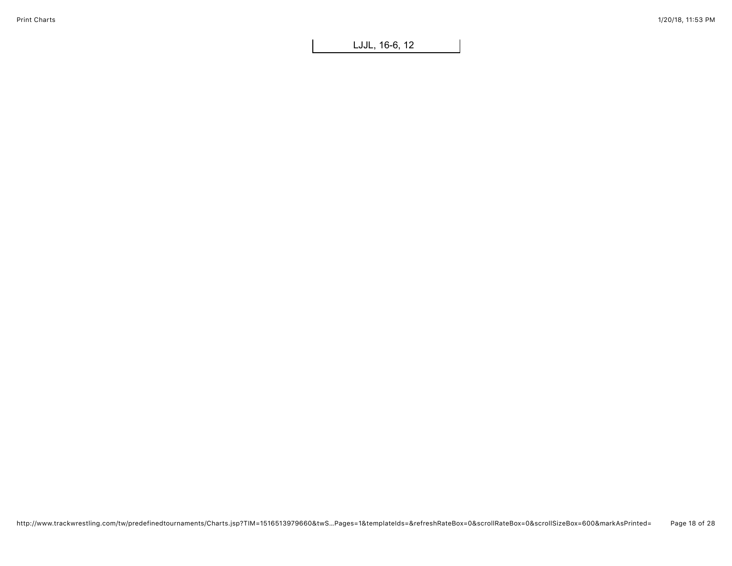LJJL, 16-6, 12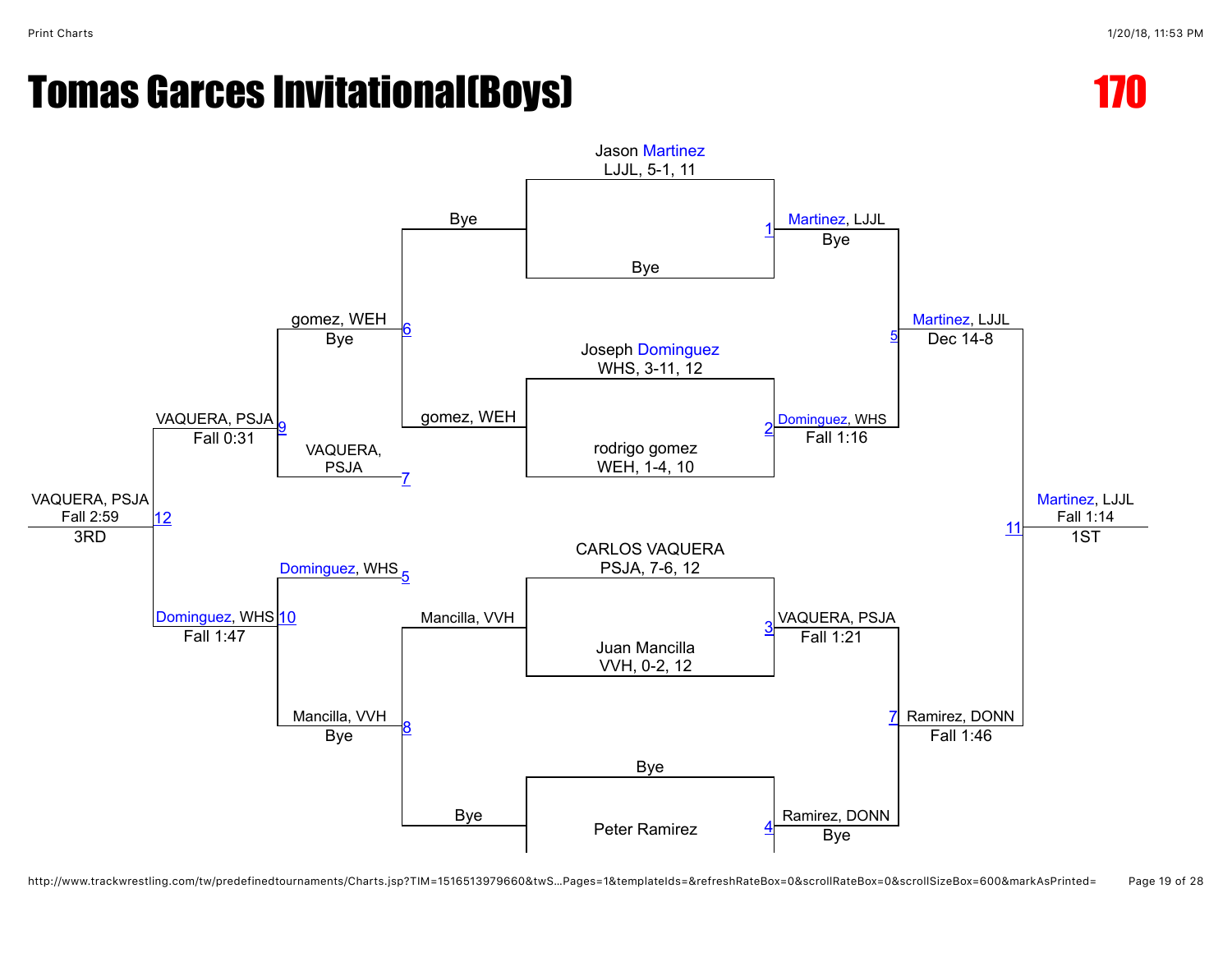# Tomas Garces Invitational(Boys)

## 170

**Championship Bracket**

**Match 1:** Jason Martinez (LJJL, 5-1, 11) vs Bye — Martinez, LJJL, Bye

**Match 2:** Joseph Dominguez (WHS, 3-11, 12) vs rodrigo gomez (WEH, 1-4, 10) — Dominguez, WHS, Fall 1:16

**Match 3:** CARLOS VAQUERA (PSJA, 7-6, 12) vs Juan Mancilla (VVH, 0-2, 12) — VAQUERA, PSJA, Fall 1:21

**Match 4:** Bye vs Peter Ramirez — Ramirez, DONN, Bye

**Match 5:** Martinez, LJJL vs Dominguez, WHS — Martinez, LJJL, Dec 14-8

**Match 7:** VAQUERA, PSJA vs Ramirez, DONN — Ramirez, DONN, Fall 1:46

**Match 11:** Martinez, LJJL vs Ramirez, DONN — Martinez, LJJL, Fall 1:14 — 1ST

**Consolation Bracket**

**Match 6:** Bye vs gomez, WEH — gomez, WEH, Bye

**Match 8:** Mancilla, VVH vs Bye — Mancilla, VVH, Bye

**Match 9:** gomez, WEH vs VAQUERA, PSJA (7) — VAQUERA, PSJA, Fall 0:31

**Match 10:** Dominguez, WHS (5) vs Mancilla, VVH — Dominguez, WHS, Fall 1:47

**Match 12:** VAQUERA, PSJA vs Dominguez, WHS — VAQUERA, PSJA, Fall 2:59 — 3RD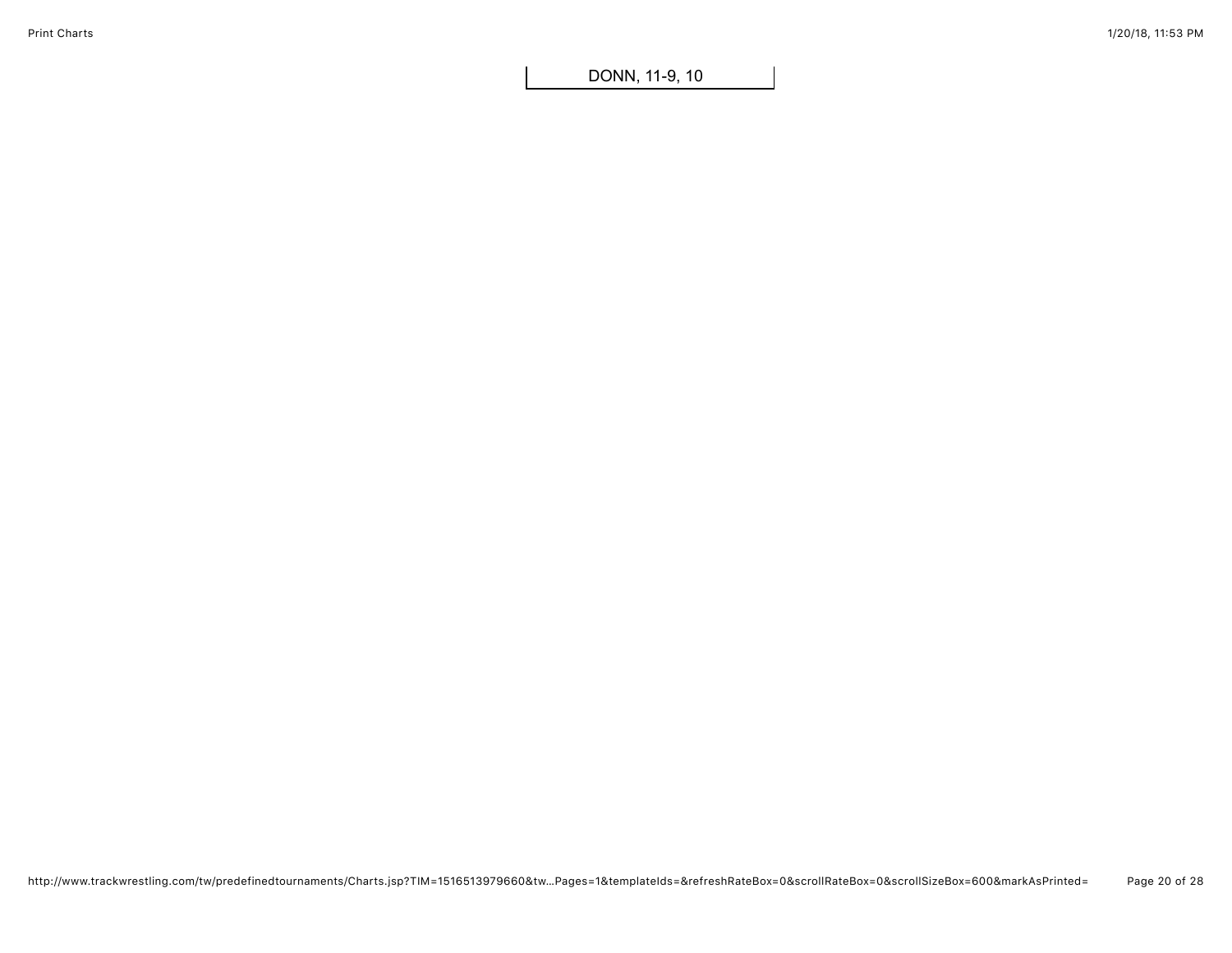DONN, 11-9, 10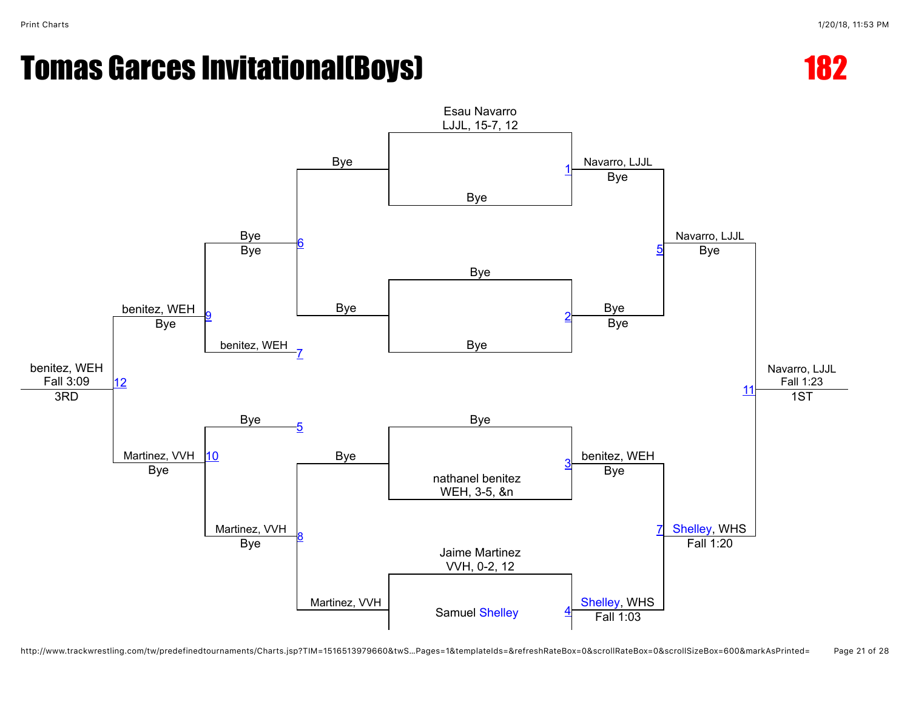# Tomas Garces Invitational(Boys)

**182**

Esau Navarro
LJJL, 15-7, 12

Bye

1 Navarro, LJJL
Bye

Bye

Bye

2 Bye
Bye

5 Navarro, LJJL
Bye

Bye

nathanel benitez
WEH, 3-5, &n

3 benitez, WEH
Bye

Jaime Martinez
VVH, 0-2, 12

Samuel Shelley

4 Shelley, WHS
Fall 1:03

7 Shelley, WHS
Fall 1:20

11 Navarro, LJJL
Fall 1:23
1ST

Bye

6 Bye
Bye

Bye

7 benitez, WEH

9 benitez, WEH
Bye

Bye

5 Bye

Martinez, VVH

8 Martinez, VVH
Bye

10 Martinez, VVH
Bye

12 benitez, WEH
Fall 3:09
3RD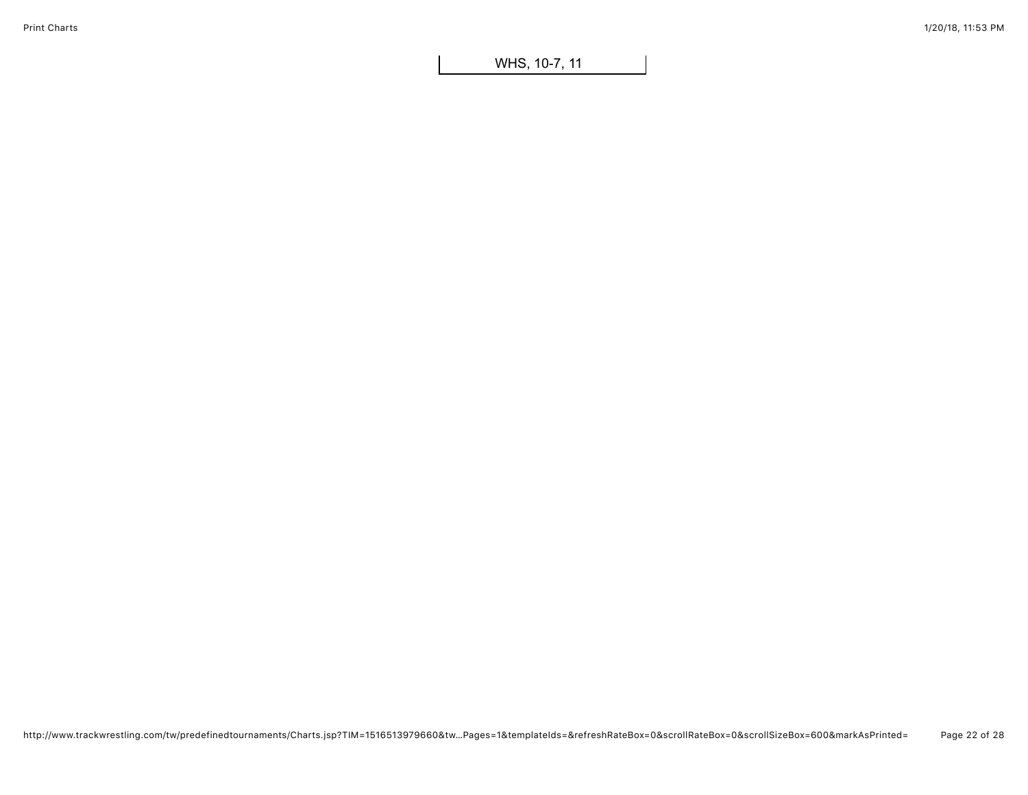WHS, 10-7, 11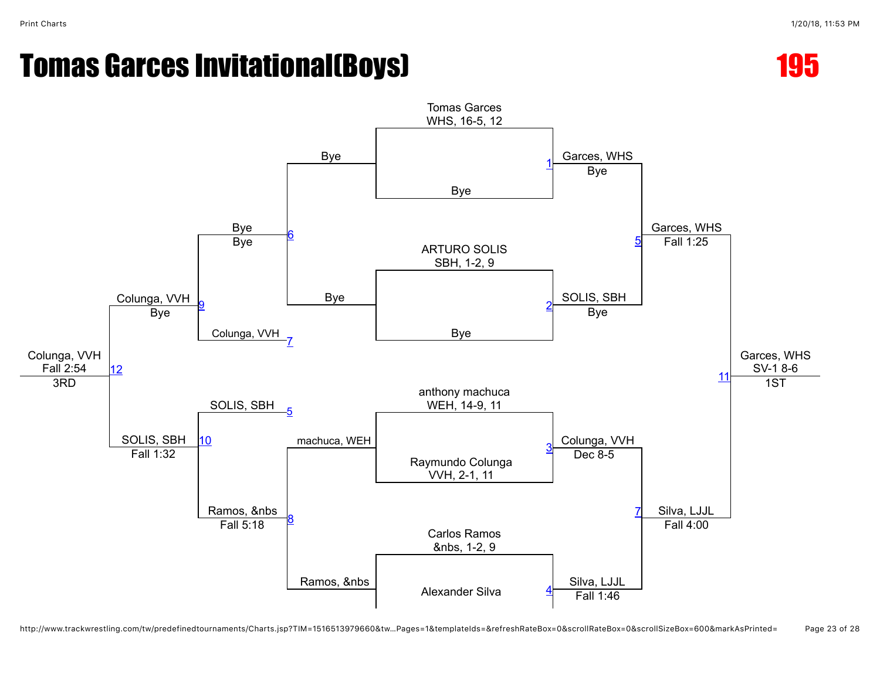# Tomas Garces Invitational(Boys)

## 195

### Championship Bracket

**Match 1**
- Tomas Garces, WHS, 16-5, 12
- Bye
- Winner: Garces, WHS — Bye

**Match 2**
- ARTURO SOLIS, SBH, 1-2, 9
- Bye
- Winner: SOLIS, SBH — Bye

**Match 3**
- anthony machuca, WEH, 14-9, 11
- Raymundo Colunga, VVH, 2-1, 11
- Winner: Colunga, VVH — Dec 8-5

**Match 4**
- Carlos Ramos, &nbs, 1-2, 9
- Alexander Silva
- Winner: Silva, LJJL — Fall 1:46

**Match 5**
- Garces, WHS vs SOLIS, SBH
- Winner: Garces, WHS — Fall 1:25

**Match 7**
- Colunga, VVH vs Silva, LJJL
- Winner: Silva, LJJL — Fall 4:00

**Match 11**
- Garces, WHS vs Silva, LJJL
- Winner: Garces, WHS — SV-1 8-6 — 1ST

### Consolation Bracket

**Match 6**
- Bye vs Bye
- Winner: Bye — Bye

**Match 8**
- machuca, WEH vs Ramos, &nbs
- Winner: Ramos, &nbs — Fall 5:18

**Match 9**
- Bye vs Colunga, VVH (7)
- Winner: Colunga, VVH — Bye

**Match 10**
- SOLIS, SBH (5) vs Ramos, &nbs
- Winner: SOLIS, SBH — Fall 1:32

**Match 12**
- Colunga, VVH vs SOLIS, SBH
- Winner: Colunga, VVH — Fall 2:54 — 3RD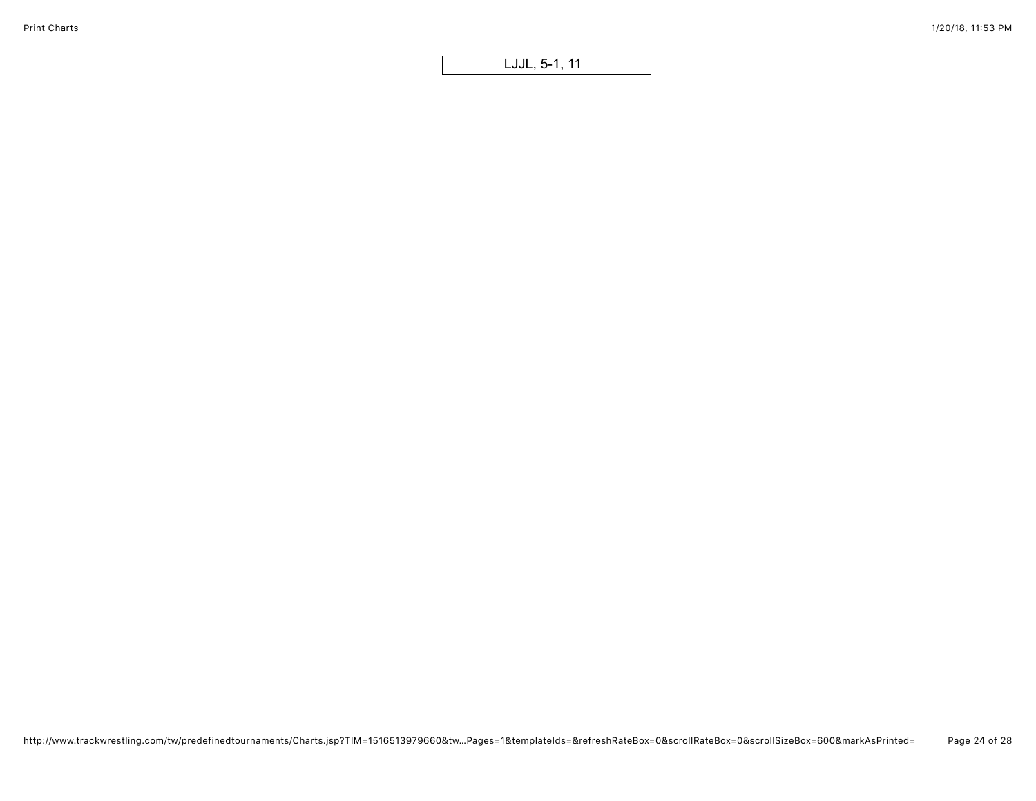LJJL, 5-1, 11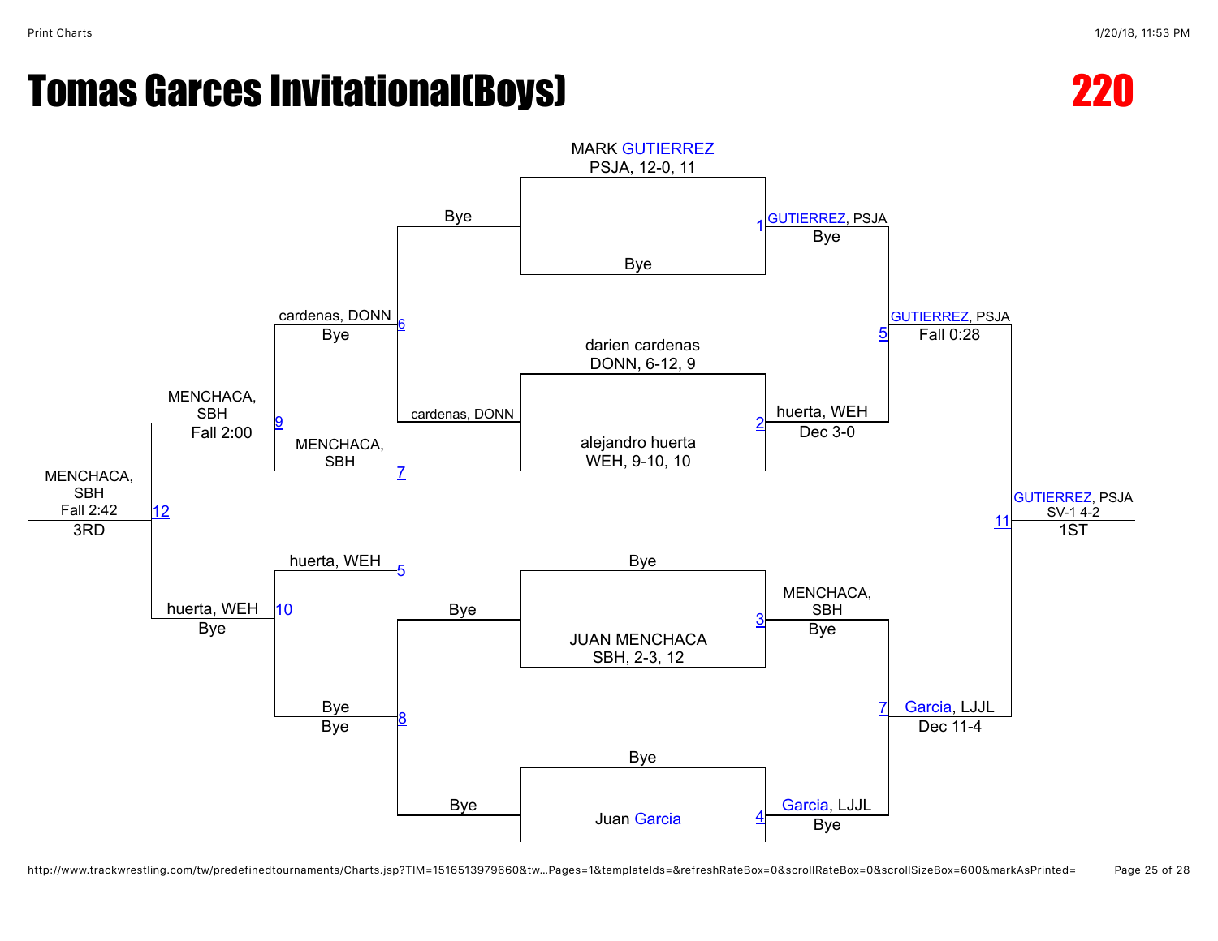# Tomas Garces Invitational(Boys)

## 220

### Championship Bracket

**Round 1**

- MARK GUTIERREZ, PSJA, 12-0, 11 vs. Bye — Match 1: GUTIERREZ, PSJA — Bye
- darien cardenas, DONN, 6-12, 9 vs. alejandro huerta, WEH, 9-10, 10 — Match 2: huerta, WEH — Dec 3-0
- Bye vs. JUAN MENCHACA, SBH, 2-3, 12 — Match 3: MENCHACA, SBH — Bye
- Bye vs. Juan Garcia — Match 4: Garcia, LJJL — Bye

**Semifinals**

- Match 5: GUTIERREZ, PSJA — Fall 0:28
- Match 7: Garcia, LJJL — Dec 11-4

**Final**

- Match 11: GUTIERREZ, PSJA — SV-1 4-2 — 1ST

### Consolation Bracket

- Bye vs. cardenas, DONN — Match 6: cardenas, DONN — Bye
- Bye vs. Bye — Match 8: Bye — Bye
- cardenas, DONN vs. MENCHACA, SBH (7) — Match 9: MENCHACA, SBH — Fall 2:00
- huerta, WEH (5) vs. Bye — Match 10: huerta, WEH — Bye
- Match 12: MENCHACA, SBH — Fall 2:42 — 3RD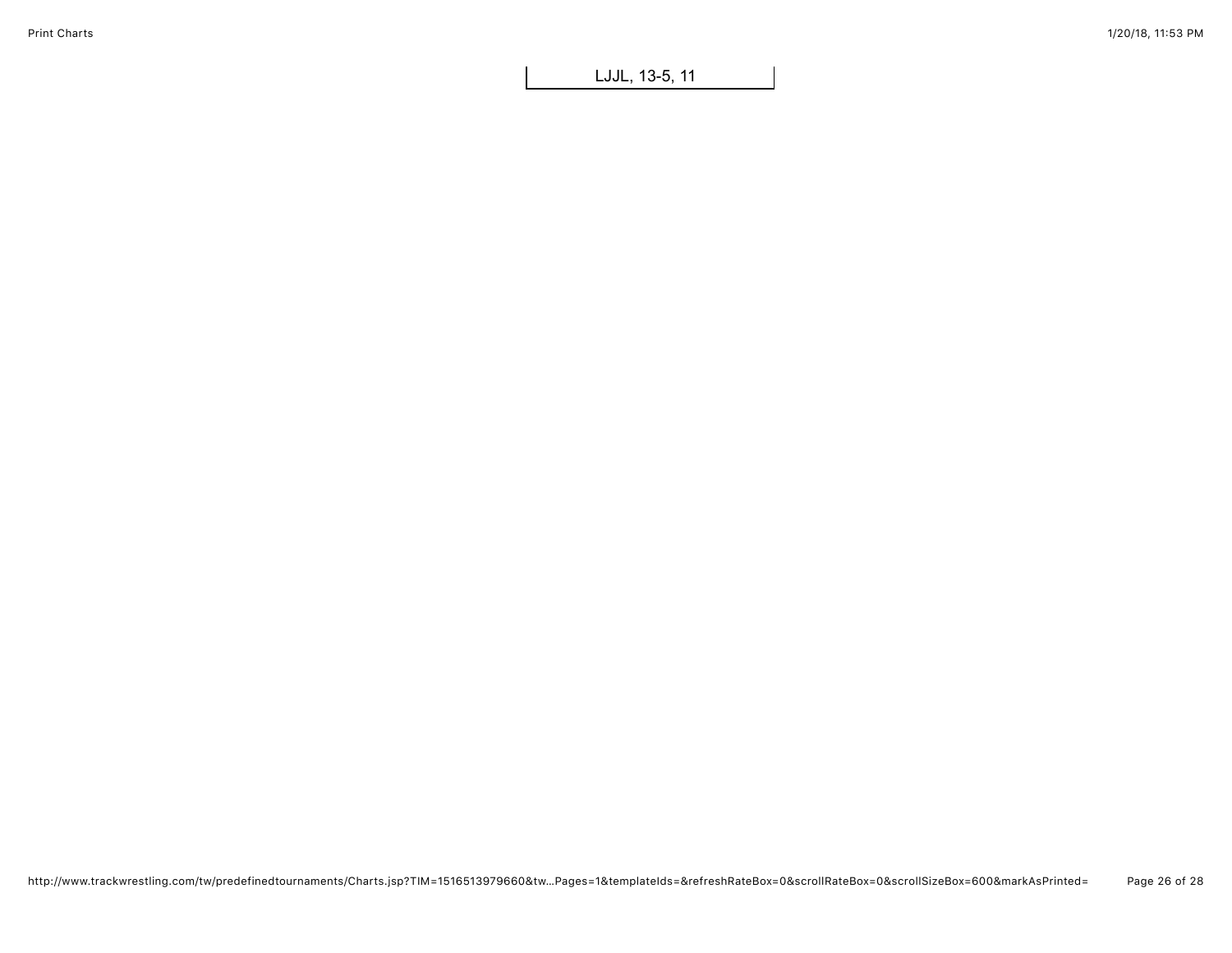LJJL, 13-5, 11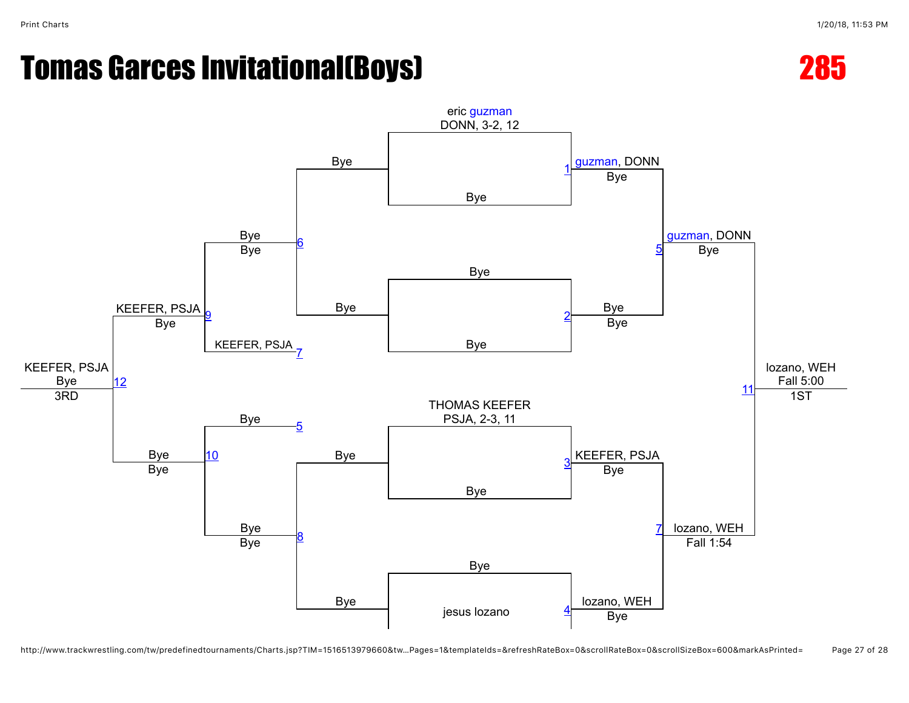# Tomas Garces Invitational(Boys)

## 285

### Championship Bracket

**Match 1**
- eric guzman — DONN, 3-2, 12
- Bye
- Winner: guzman, DONN — Bye

**Match 2**
- Bye
- Bye
- Winner: Bye — Bye

**Match 3**
- THOMAS KEEFER — PSJA, 2-3, 11
- Bye
- Winner: KEEFER, PSJA — Bye

**Match 4**
- Bye
- jesus lozano
- Winner: lozano, WEH — Bye

**Match 5**
- guzman, DONN vs. Bye
- Winner: guzman, DONN — Bye

**Match 7**
- KEEFER, PSJA vs. lozano, WEH
- Winner: lozano, WEH — Fall 1:54

**Match 11**
- guzman, DONN vs. lozano, WEH
- Winner: lozano, WEH — Fall 5:00 — **1ST**

### Consolation Bracket

**Match 6**
- Bye vs. Bye
- Winner: Bye — Bye

**Match 8**
- Bye vs. Bye
- Winner: Bye — Bye

**Match 9**
- Bye (from 6) vs. KEEFER, PSJA (from 7)
- Winner: KEEFER, PSJA — Bye

**Match 10**
- Bye (from 5) vs. Bye (from 8)
- Winner: Bye — Bye

**Match 12**
- KEEFER, PSJA vs. Bye
- Winner: KEEFER, PSJA — Bye — **3RD**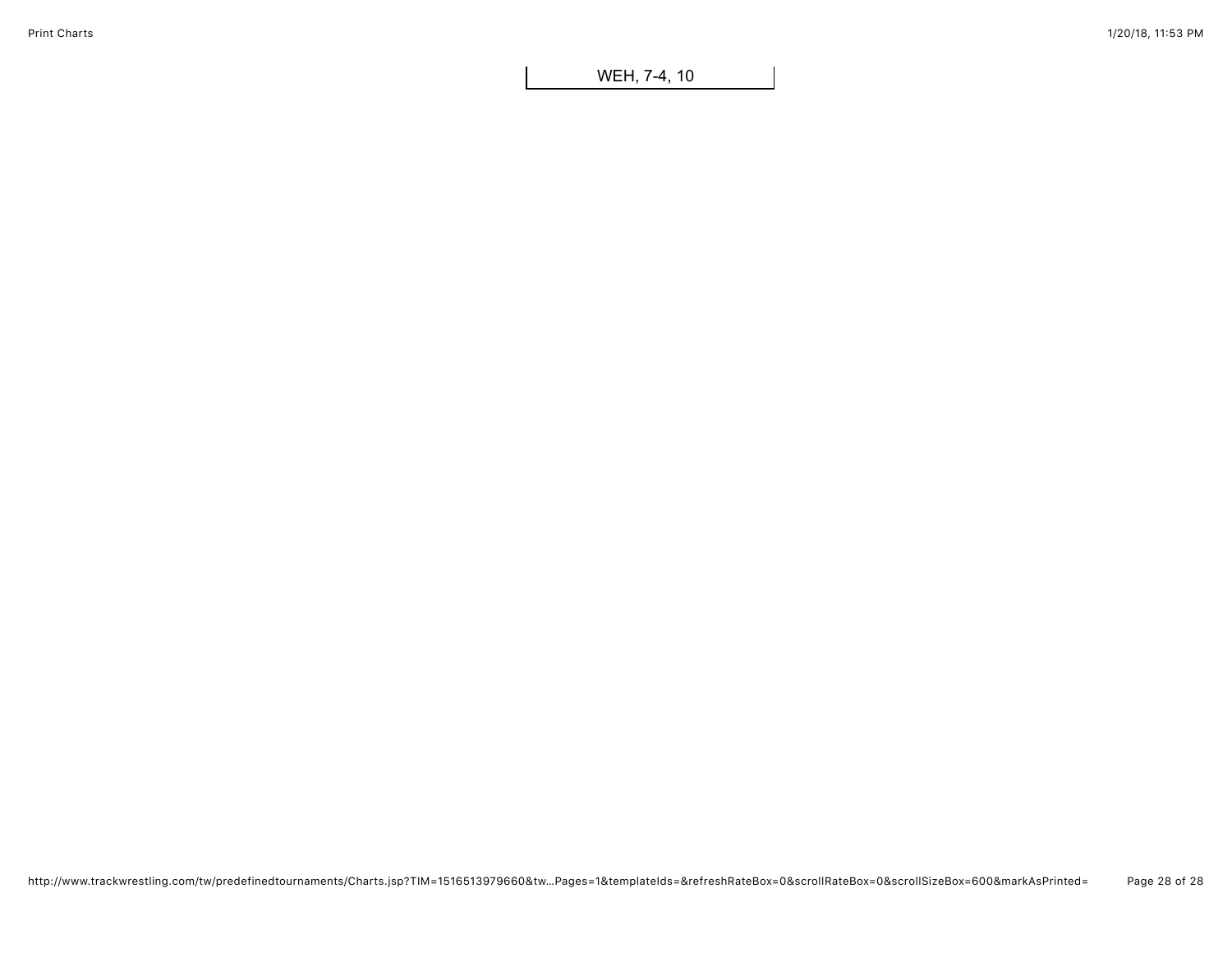WEH, 7-4, 10